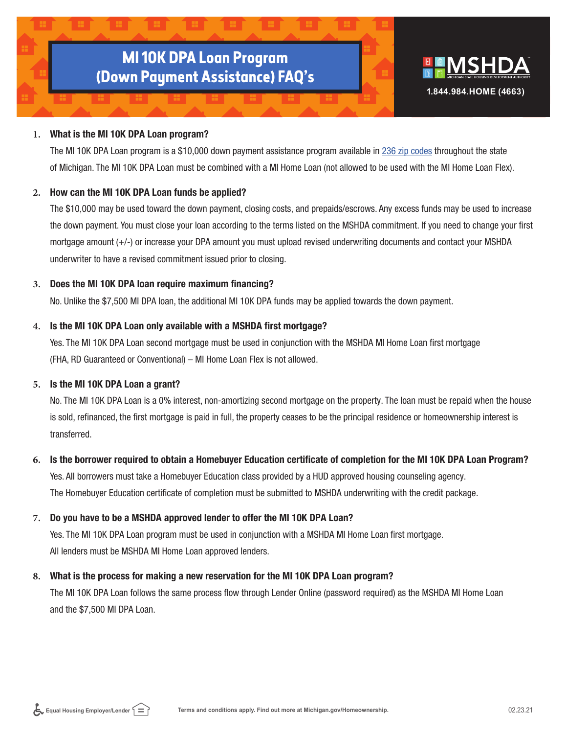# MI 10K DPA Loan Program (Down Payment Assistance) FAQ's

MSHDA
MICHIGAN STATE HOUSING DEVELOPMENT AUTHORITY
1.844.984.HOME (4663)

1. **What is the MI 10K DPA Loan program?**

   The MI 10K DPA Loan program is a $10,000 down payment assistance program available in 236 zip codes throughout the state of Michigan. The MI 10K DPA Loan must be combined with a MI Home Loan (not allowed to be used with the MI Home Loan Flex).

2. **How can the MI 10K DPA Loan funds be applied?**

   The $10,000 may be used toward the down payment, closing costs, and prepaids/escrows. Any excess funds may be used to increase the down payment. You must close your loan according to the terms listed on the MSHDA commitment. If you need to change your first mortgage amount (+/-) or increase your DPA amount you must upload revised underwriting documents and contact your MSHDA underwriter to have a revised commitment issued prior to closing.

3. **Does the MI 10K DPA loan require maximum financing?**

   No. Unlike the $7,500 MI DPA loan, the additional MI 10K DPA funds may be applied towards the down payment.

4. **Is the MI 10K DPA Loan only available with a MSHDA first mortgage?**

   Yes. The MI 10K DPA Loan second mortgage must be used in conjunction with the MSHDA MI Home Loan first mortgage (FHA, RD Guaranteed or Conventional) – MI Home Loan Flex is not allowed.

5. **Is the MI 10K DPA Loan a grant?**

   No. The MI 10K DPA Loan is a 0% interest, non-amortizing second mortgage on the property. The loan must be repaid when the house is sold, refinanced, the first mortgage is paid in full, the property ceases to be the principal residence or homeownership interest is transferred.

6. **Is the borrower required to obtain a Homebuyer Education certificate of completion for the MI 10K DPA Loan Program?**

   Yes. All borrowers must take a Homebuyer Education class provided by a HUD approved housing counseling agency. The Homebuyer Education certificate of completion must be submitted to MSHDA underwriting with the credit package.

7. **Do you have to be a MSHDA approved lender to offer the MI 10K DPA Loan?**

   Yes. The MI 10K DPA Loan program must be used in conjunction with a MSHDA MI Home Loan first mortgage. All lenders must be MSHDA MI Home Loan approved lenders.

8. **What is the process for making a new reservation for the MI 10K DPA Loan program?**

   The MI 10K DPA Loan follows the same process flow through Lender Online (password required) as the MSHDA MI Home Loan and the $7,500 MI DPA Loan.

Equal Housing Employer/Lender

Terms and conditions apply. Find out more at Michigan.gov/Homeownership.

02.23.21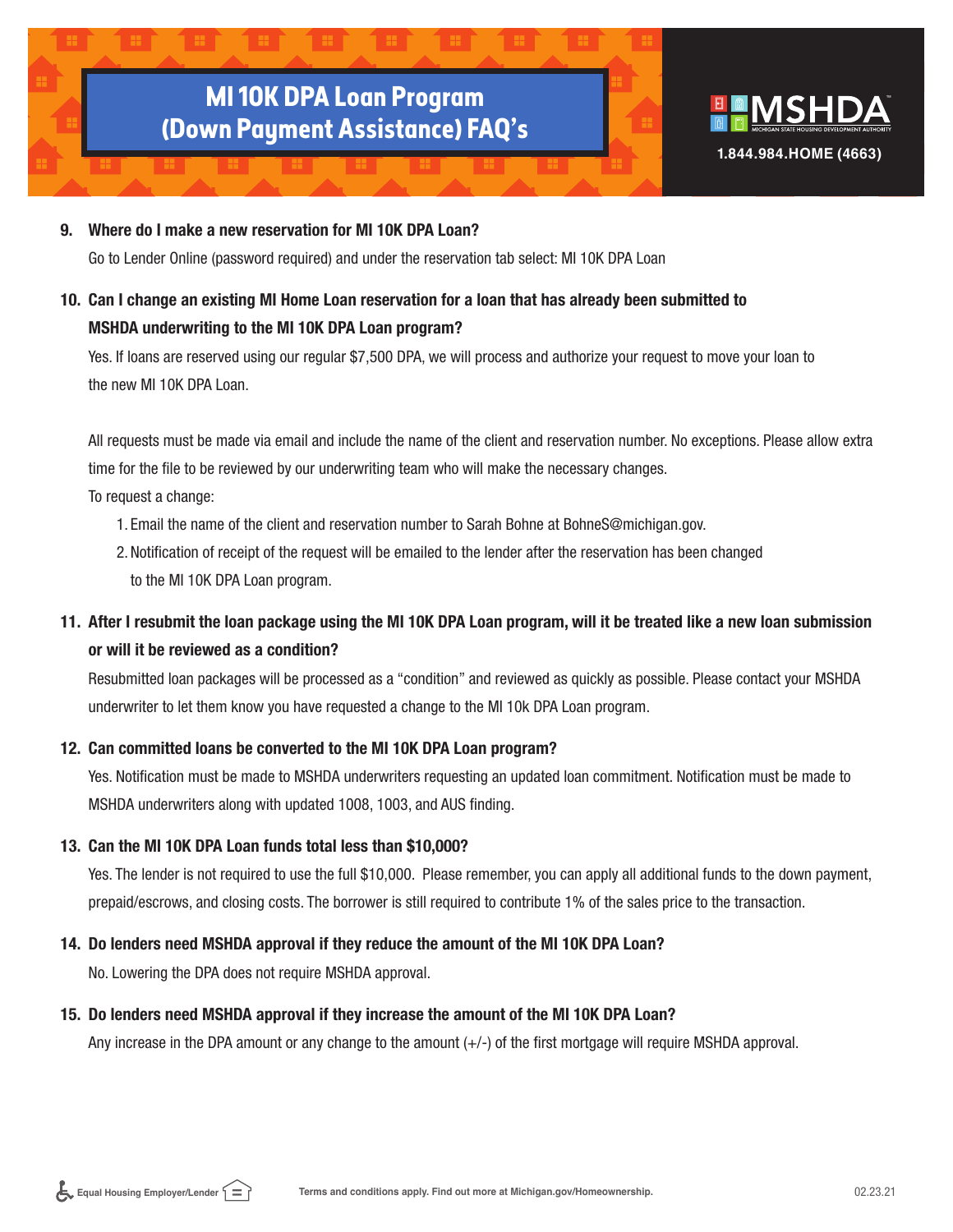9. **Where do I make a new reservation for MI 10K DPA Loan?**

   Go to Lender Online (password required) and under the reservation tab select: MI 10K DPA Loan

10. **Can I change an existing MI Home Loan reservation for a loan that has already been submitted to MSHDA underwriting to the MI 10K DPA Loan program?**

    Yes. If loans are reserved using our regular $7,500 DPA, we will process and authorize your request to move your loan to the new MI 10K DPA Loan.

    All requests must be made via email and include the name of the client and reservation number. No exceptions. Please allow extra time for the file to be reviewed by our underwriting team who will make the necessary changes.

    To request a change:

    1. Email the name of the client and reservation number to Sarah Bohne at BohneS@michigan.gov.
    2. Notification of receipt of the request will be emailed to the lender after the reservation has been changed to the MI 10K DPA Loan program.

11. **After I resubmit the loan package using the MI 10K DPA Loan program, will it be treated like a new loan submission or will it be reviewed as a condition?**

    Resubmitted loan packages will be processed as a "condition" and reviewed as quickly as possible. Please contact your MSHDA underwriter to let them know you have requested a change to the MI 10k DPA Loan program.

12. **Can committed loans be converted to the MI 10K DPA Loan program?**

    Yes. Notification must be made to MSHDA underwriters requesting an updated loan commitment. Notification must be made to MSHDA underwriters along with updated 1008, 1003, and AUS finding.

13. **Can the MI 10K DPA Loan funds total less than $10,000?**

    Yes. The lender is not required to use the full $10,000. Please remember, you can apply all additional funds to the down payment, prepaid/escrows, and closing costs. The borrower is still required to contribute 1% of the sales price to the transaction.

14. **Do lenders need MSHDA approval if they reduce the amount of the MI 10K DPA Loan?**

    No. Lowering the DPA does not require MSHDA approval.

15. **Do lenders need MSHDA approval if they increase the amount of the MI 10K DPA Loan?**

    Any increase in the DPA amount or any change to the amount (+/-) of the first mortgage will require MSHDA approval.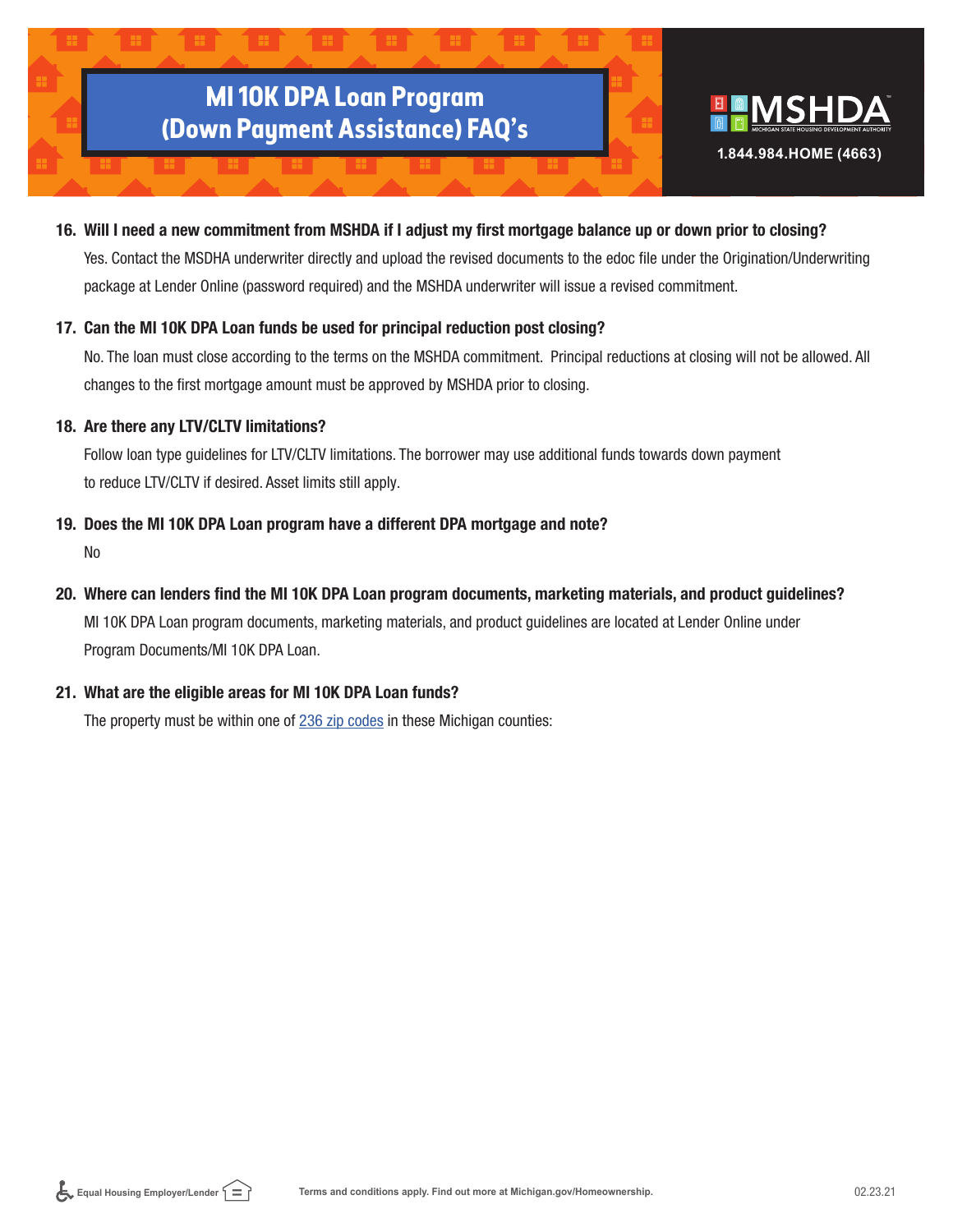# MI 10K DPA Loan Program (Down Payment Assistance) FAQ's

**16. Will I need a new commitment from MSHDA if I adjust my first mortgage balance up or down prior to closing?**

Yes. Contact the MSDHA underwriter directly and upload the revised documents to the edoc file under the Origination/Underwriting package at Lender Online (password required) and the MSHDA underwriter will issue a revised commitment.

**17. Can the MI 10K DPA Loan funds be used for principal reduction post closing?**

No. The loan must close according to the terms on the MSHDA commitment. Principal reductions at closing will not be allowed. All changes to the first mortgage amount must be approved by MSHDA prior to closing.

**18. Are there any LTV/CLTV limitations?**

Follow loan type guidelines for LTV/CLTV limitations. The borrower may use additional funds towards down payment to reduce LTV/CLTV if desired. Asset limits still apply.

**19. Does the MI 10K DPA Loan program have a different DPA mortgage and note?**

No

**20. Where can lenders find the MI 10K DPA Loan program documents, marketing materials, and product guidelines?**

MI 10K DPA Loan program documents, marketing materials, and product guidelines are located at Lender Online under Program Documents/MI 10K DPA Loan.

**21. What are the eligible areas for MI 10K DPA Loan funds?**

The property must be within one of 236 zip codes in these Michigan counties: